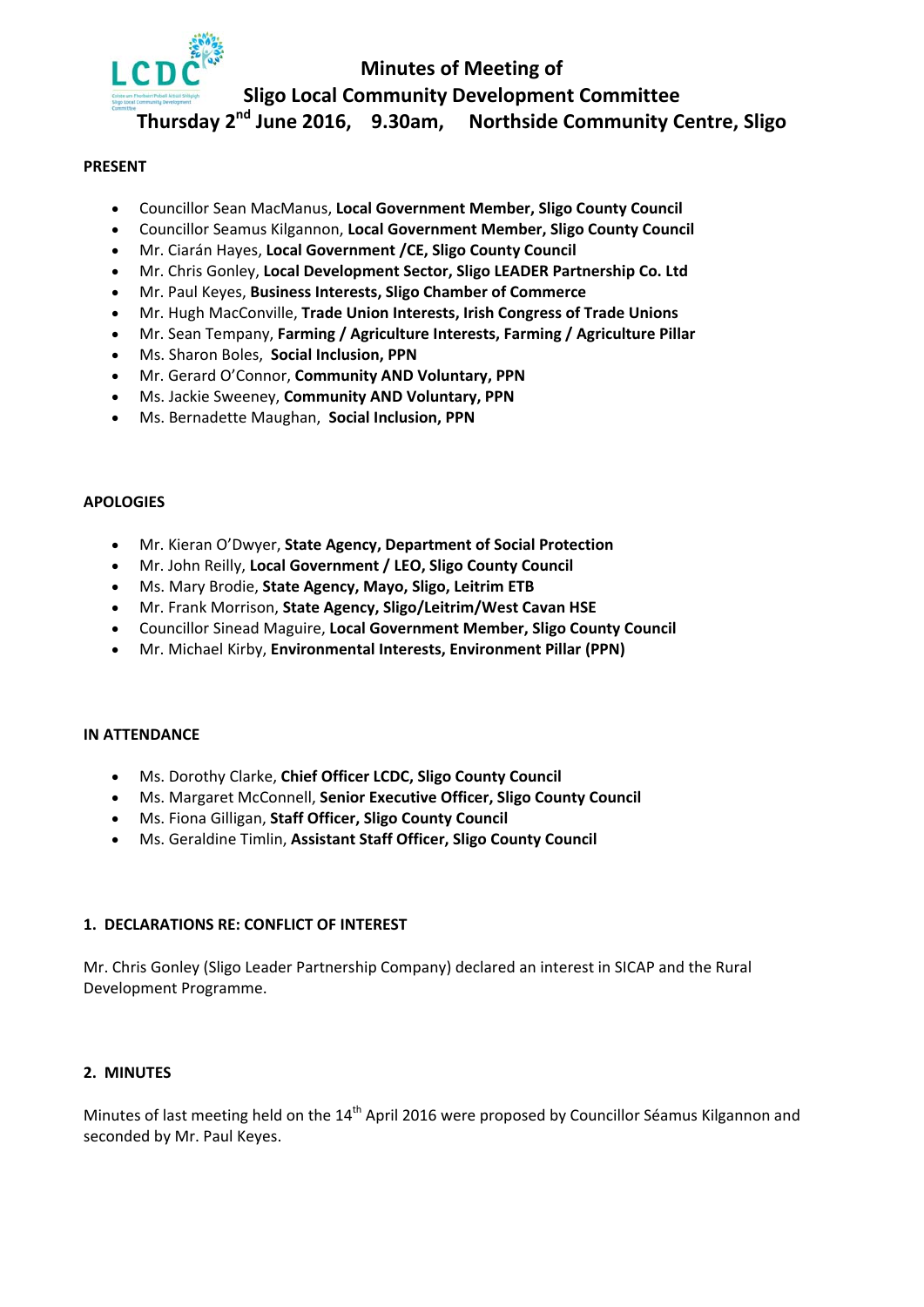# Minutes of Meeting of
# Sligo Local Community Development Committee
## Thursday 2nd June 2016, 9.30am, Northside Community Centre, Sligo

**PRESENT**

- Councillor Sean MacManus, **Local Government Member, Sligo County Council**
- Councillor Seamus Kilgannon, **Local Government Member, Sligo County Council**
- Mr. Ciarán Hayes, **Local Government /CE, Sligo County Council**
- Mr. Chris Gonley, **Local Development Sector, Sligo LEADER Partnership Co. Ltd**
- Mr. Paul Keyes, **Business Interests, Sligo Chamber of Commerce**
- Mr. Hugh MacConville, **Trade Union Interests, Irish Congress of Trade Unions**
- Mr. Sean Tempany, **Farming / Agriculture Interests, Farming / Agriculture Pillar**
- Ms. Sharon Boles, **Social Inclusion, PPN**
- Mr. Gerard O'Connor, **Community AND Voluntary, PPN**
- Ms. Jackie Sweeney, **Community AND Voluntary, PPN**
- Ms. Bernadette Maughan, **Social Inclusion, PPN**

**APOLOGIES**

- Mr. Kieran O'Dwyer, **State Agency, Department of Social Protection**
- Mr. John Reilly, **Local Government / LEO, Sligo County Council**
- Ms. Mary Brodie, **State Agency, Mayo, Sligo, Leitrim ETB**
- Mr. Frank Morrison, **State Agency, Sligo/Leitrim/West Cavan HSE**
- Councillor Sinead Maguire, **Local Government Member, Sligo County Council**
- Mr. Michael Kirby, **Environmental Interests, Environment Pillar (PPN)**

**IN ATTENDANCE**

- Ms. Dorothy Clarke, **Chief Officer LCDC, Sligo County Council**
- Ms. Margaret McConnell, **Senior Executive Officer, Sligo County Council**
- Ms. Fiona Gilligan, **Staff Officer, Sligo County Council**
- Ms. Geraldine Timlin, **Assistant Staff Officer, Sligo County Council**

**1. DECLARATIONS RE: CONFLICT OF INTEREST**

Mr. Chris Gonley (Sligo Leader Partnership Company) declared an interest in SICAP and the Rural Development Programme.

**2. MINUTES**

Minutes of last meeting held on the 14th April 2016 were proposed by Councillor Séamus Kilgannon and seconded by Mr. Paul Keyes.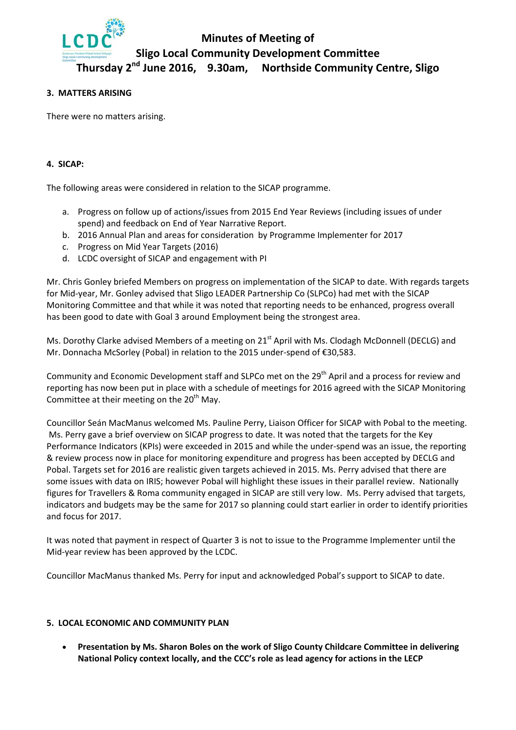# Minutes of Meeting of Sligo Local Community Development Committee

## Thursday 2nd June 2016, 9.30am, Northside Community Centre, Sligo

**3. MATTERS ARISING**

There were no matters arising.

**4. SICAP:**

The following areas were considered in relation to the SICAP programme.

a. Progress on follow up of actions/issues from 2015 End Year Reviews (including issues of under spend) and feedback on End of Year Narrative Report.
b. 2016 Annual Plan and areas for consideration by Programme Implementer for 2017
c. Progress on Mid Year Targets (2016)
d. LCDC oversight of SICAP and engagement with PI

Mr. Chris Gonley briefed Members on progress on implementation of the SICAP to date. With regards targets for Mid-year, Mr. Gonley advised that Sligo LEADER Partnership Co (SLPCo) had met with the SICAP Monitoring Committee and that while it was noted that reporting needs to be enhanced, progress overall has been good to date with Goal 3 around Employment being the strongest area.

Ms. Dorothy Clarke advised Members of a meeting on 21st April with Ms. Clodagh McDonnell (DECLG) and Mr. Donnacha McSorley (Pobal) in relation to the 2015 under-spend of €30,583.

Community and Economic Development staff and SLPCo met on the 29th April and a process for review and reporting has now been put in place with a schedule of meetings for 2016 agreed with the SICAP Monitoring Committee at their meeting on the 20th May.

Councillor Seán MacManus welcomed Ms. Pauline Perry, Liaison Officer for SICAP with Pobal to the meeting. Ms. Perry gave a brief overview on SICAP progress to date. It was noted that the targets for the Key Performance Indicators (KPIs) were exceeded in 2015 and while the under-spend was an issue, the reporting & review process now in place for monitoring expenditure and progress has been accepted by DECLG and Pobal. Targets set for 2016 are realistic given targets achieved in 2015. Ms. Perry advised that there are some issues with data on IRIS; however Pobal will highlight these issues in their parallel review. Nationally figures for Travellers & Roma community engaged in SICAP are still very low. Ms. Perry advised that targets, indicators and budgets may be the same for 2017 so planning could start earlier in order to identify priorities and focus for 2017.

It was noted that payment in respect of Quarter 3 is not to issue to the Programme Implementer until the Mid-year review has been approved by the LCDC.

Councillor MacManus thanked Ms. Perry for input and acknowledged Pobal's support to SICAP to date.

**5. LOCAL ECONOMIC AND COMMUNITY PLAN**

- **Presentation by Ms. Sharon Boles on the work of Sligo County Childcare Committee in delivering National Policy context locally, and the CCC's role as lead agency for actions in the LECP**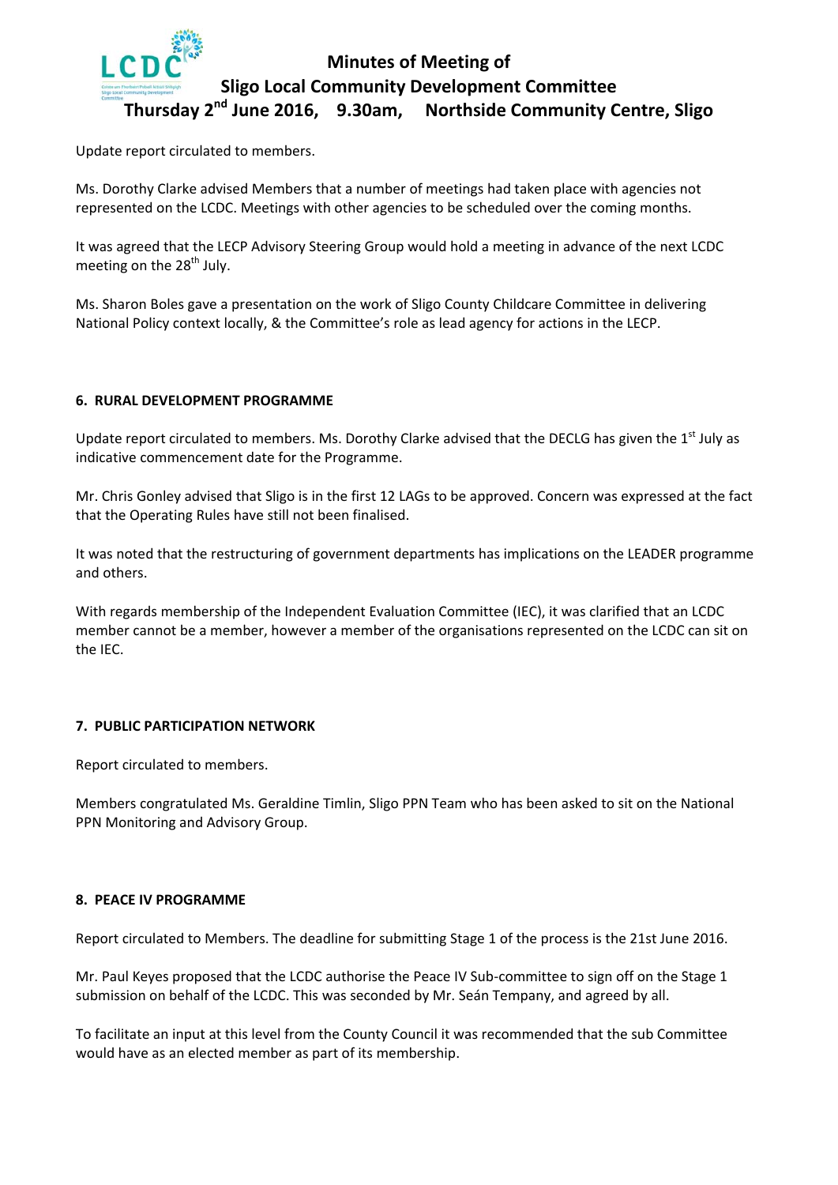Update report circulated to members.

Ms. Dorothy Clarke advised Members that a number of meetings had taken place with agencies not represented on the LCDC. Meetings with other agencies to be scheduled over the coming months.

It was agreed that the LECP Advisory Steering Group would hold a meeting in advance of the next LCDC meeting on the 28th July.

Ms. Sharon Boles gave a presentation on the work of Sligo County Childcare Committee in delivering National Policy context locally, & the Committee's role as lead agency for actions in the LECP.

#### 6. RURAL DEVELOPMENT PROGRAMME

Update report circulated to members. Ms. Dorothy Clarke advised that the DECLG has given the 1st July as indicative commencement date for the Programme.

Mr. Chris Gonley advised that Sligo is in the first 12 LAGs to be approved. Concern was expressed at the fact that the Operating Rules have still not been finalised.

It was noted that the restructuring of government departments has implications on the LEADER programme and others.

With regards membership of the Independent Evaluation Committee (IEC), it was clarified that an LCDC member cannot be a member, however a member of the organisations represented on the LCDC can sit on the IEC.

#### 7. PUBLIC PARTICIPATION NETWORK

Report circulated to members.

Members congratulated Ms. Geraldine Timlin, Sligo PPN Team who has been asked to sit on the National PPN Monitoring and Advisory Group.

#### 8. PEACE IV PROGRAMME

Report circulated to Members. The deadline for submitting Stage 1 of the process is the 21st June 2016.

Mr. Paul Keyes proposed that the LCDC authorise the Peace IV Sub-committee to sign off on the Stage 1 submission on behalf of the LCDC. This was seconded by Mr. Seán Tempany, and agreed by all.

To facilitate an input at this level from the County Council it was recommended that the sub Committee would have as an elected member as part of its membership.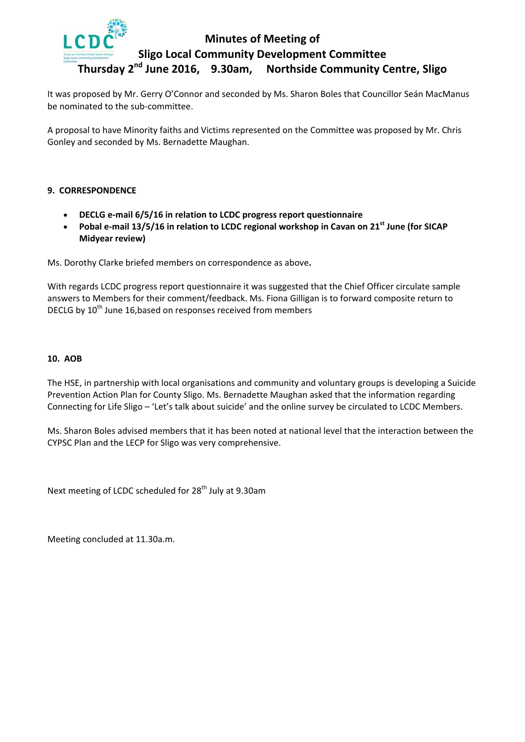It was proposed by Mr. Gerry O'Connor and seconded by Ms. Sharon Boles that Councillor Seán MacManus be nominated to the sub-committee.

A proposal to have Minority faiths and Victims represented on the Committee was proposed by Mr. Chris Gonley and seconded by Ms. Bernadette Maughan.

**9. CORRESPONDENCE**

- **DECLG e-mail 6/5/16 in relation to LCDC progress report questionnaire**
- **Pobal e-mail 13/5/16 in relation to LCDC regional workshop in Cavan on 21st June (for SICAP Midyear review)**

Ms. Dorothy Clarke briefed members on correspondence as above**.**

With regards LCDC progress report questionnaire it was suggested that the Chief Officer circulate sample answers to Members for their comment/feedback. Ms. Fiona Gilligan is to forward composite return to DECLG by 10th June 16,based on responses received from members

**10. AOB**

The HSE, in partnership with local organisations and community and voluntary groups is developing a Suicide Prevention Action Plan for County Sligo. Ms. Bernadette Maughan asked that the information regarding Connecting for Life Sligo – 'Let's talk about suicide' and the online survey be circulated to LCDC Members.

Ms. Sharon Boles advised members that it has been noted at national level that the interaction between the CYPSC Plan and the LECP for Sligo was very comprehensive.

Next meeting of LCDC scheduled for 28th July at 9.30am

Meeting concluded at 11.30a.m.